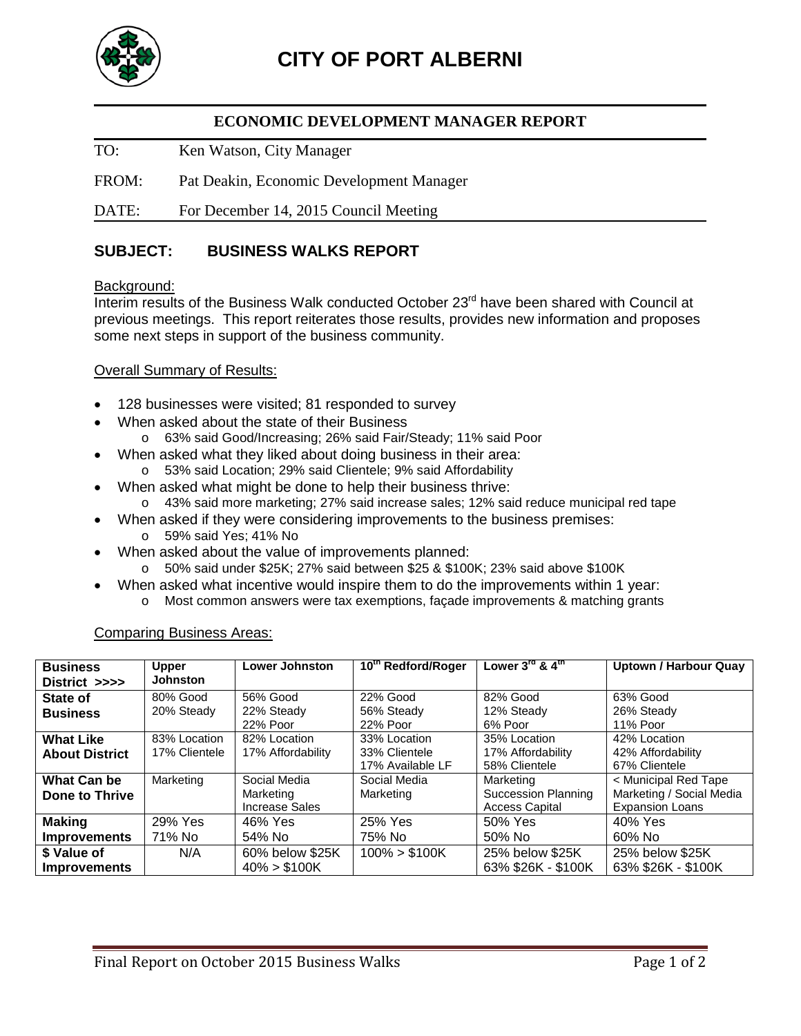# CITY OF PORT ALBERNI

## ECONOMIC DEVELOPMENT MANAGER REPORT

TO: Ken Watson, City Manager

FROM: Pat Deakin, Economic Development Manager

DATE: For December 14, 2015 Council Meeting

## SUBJECT: BUSINESS WALKS REPORT

Background:

Interim results of the Business Walk conducted October 23rd have been shared with Council at previous meetings. This report reiterates those results, provides new information and proposes some next steps in support of the business community.

Overall Summary of Results:

- 128 businesses were visited; 81 responded to survey
- When asked about the state of their Business
  - 63% said Good/Increasing; 26% said Fair/Steady; 11% said Poor
- When asked what they liked about doing business in their area:
  - 53% said Location; 29% said Clientele; 9% said Affordability
- When asked what might be done to help their business thrive:
  - 43% said more marketing; 27% said increase sales; 12% said reduce municipal red tape
- When asked if they were considering improvements to the business premises:
  - 59% said Yes; 41% No
- When asked about the value of improvements planned:
  - 50% said under $25K; 27% said between $25 & $100K; 23% said above $100K
- When asked what incentive would inspire them to do the improvements within 1 year:
  - Most common answers were tax exemptions, façade improvements & matching grants

Comparing Business Areas:

| Business District >>>> | Upper Johnston | Lower Johnston | 10th Redford/Roger | Lower 3rd & 4th | Uptown / Harbour Quay |
|---|---|---|---|---|---|
| State of Business | 80% Good<br>20% Steady | 56% Good<br>22% Steady<br>22% Poor | 22% Good<br>56% Steady<br>22% Poor | 82% Good<br>12% Steady<br>6% Poor | 63% Good<br>26% Steady<br>11% Poor |
| What Like About District | 83% Location<br>17% Clientele | 82% Location<br>17% Affordability | 33% Location<br>33% Clientele<br>17% Available LF | 35% Location<br>17% Affordability<br>58% Clientele | 42% Location<br>42% Affordability<br>67% Clientele |
| What Can be Done to Thrive | Marketing | Social Media<br>Marketing<br>Increase Sales | Social Media<br>Marketing | Marketing<br>Succession Planning<br>Access Capital | < Municipal Red Tape<br>Marketing / Social Media<br>Expansion Loans |
| Making Improvements | 29% Yes<br>71% No | 46% Yes<br>54% No | 25% Yes<br>75% No | 50% Yes<br>50% No | 40% Yes<br>60% No |
| $ Value of Improvements | N/A | 60% below $25K<br>40% > $100K | 100% > $100K | 25% below $25K<br>63% $26K - $100K | 25% below $25K<br>63% $26K - $100K |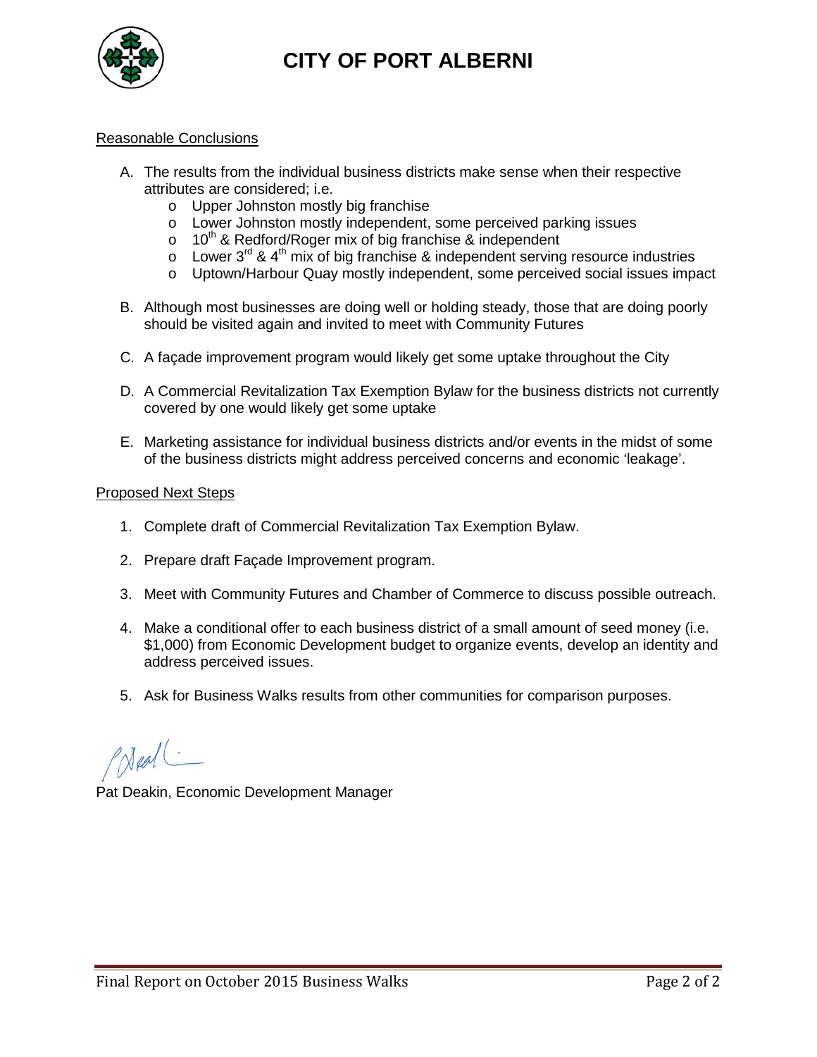# CITY OF PORT ALBERNI

## Reasonable Conclusions

A. The results from the individual business districts make sense when their respective attributes are considered; i.e.
   - Upper Johnston mostly big franchise
   - Lower Johnston mostly independent, some perceived parking issues
   - 10th & Redford/Roger mix of big franchise & independent
   - Lower 3rd & 4th mix of big franchise & independent serving resource industries
   - Uptown/Harbour Quay mostly independent, some perceived social issues impact

B. Although most businesses are doing well or holding steady, those that are doing poorly should be visited again and invited to meet with Community Futures

C. A façade improvement program would likely get some uptake throughout the City

D. A Commercial Revitalization Tax Exemption Bylaw for the business districts not currently covered by one would likely get some uptake

E. Marketing assistance for individual business districts and/or events in the midst of some of the business districts might address perceived concerns and economic 'leakage'.

## Proposed Next Steps

1. Complete draft of Commercial Revitalization Tax Exemption Bylaw.

2. Prepare draft Façade Improvement program.

3. Meet with Community Futures and Chamber of Commerce to discuss possible outreach.

4. Make a conditional offer to each business district of a small amount of seed money (i.e. $1,000) from Economic Development budget to organize events, develop an identity and address perceived issues.

5. Ask for Business Walks results from other communities for comparison purposes.

Pat Deakin, Economic Development Manager